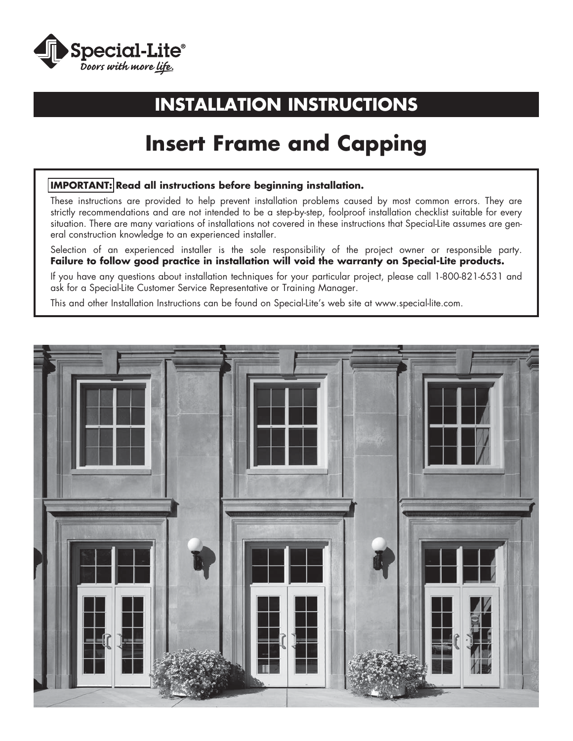Special-Lite®
*Doors with more life.*

# INSTALLATION INSTRUCTIONS

# Insert Frame and Capping

**IMPORTANT: Read all instructions before beginning installation.**

These instructions are provided to help prevent installation problems caused by most common errors. They are strictly recommendations and are not intended to be a step-by-step, foolproof installation checklist suitable for every situation. There are many variations of installations not covered in these instructions that Special-Lite assumes are general construction knowledge to an experienced installer.

Selection of an experienced installer is the sole responsibility of the project owner or responsible party. **Failure to follow good practice in installation will void the warranty on Special-Lite products.**

If you have any questions about installation techniques for your particular project, please call 1-800-821-6531 and ask for a Special-Lite Customer Service Representative or Training Manager.

This and other Installation Instructions can be found on Special-Lite's web site at www.special-lite.com.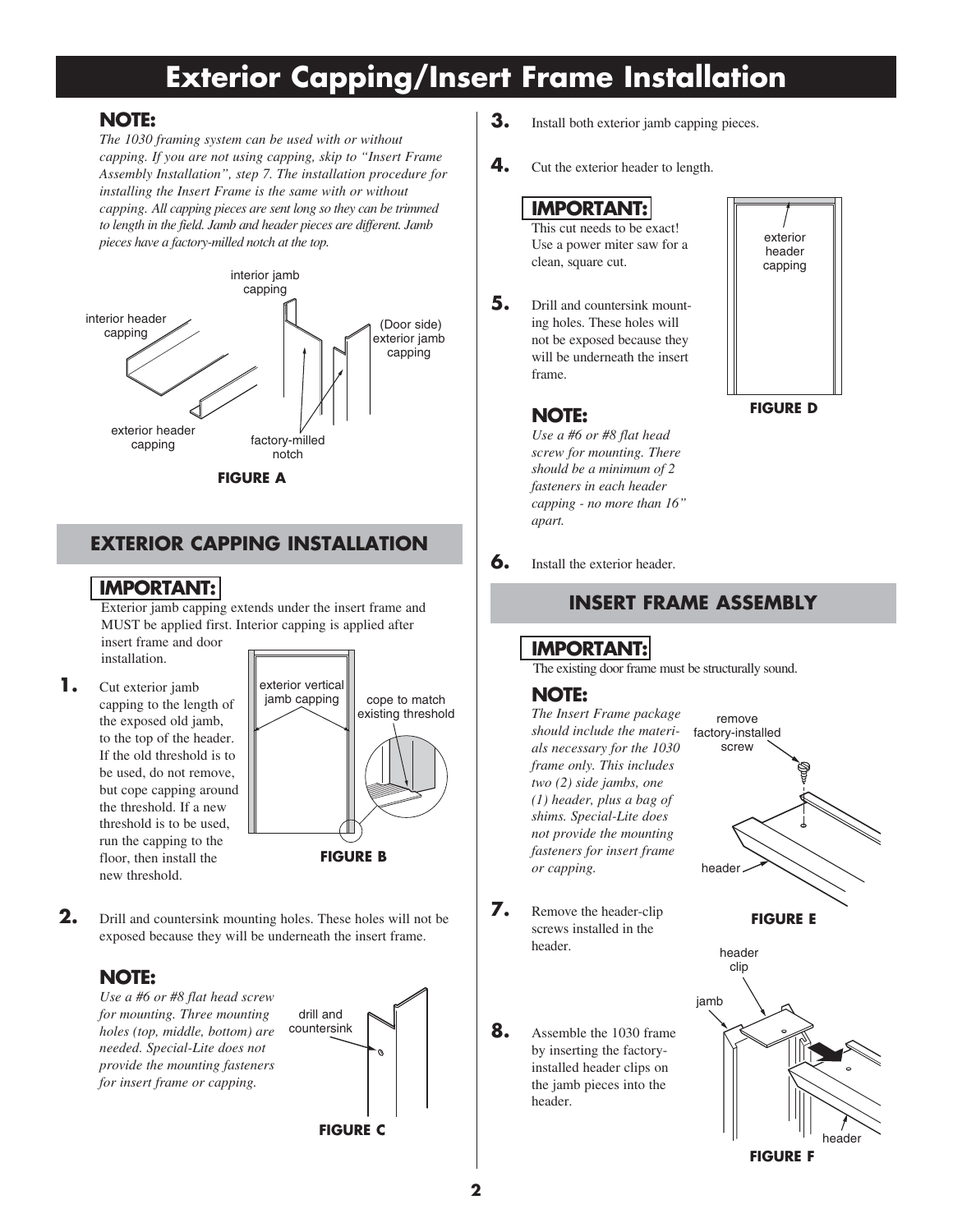# Exterior Capping/Insert Frame Installation

**NOTE:**

*The 1030 framing system can be used with or without capping. If you are not using capping, skip to "Insert Frame Assembly Installation", step 7. The installation procedure for installing the Insert Frame is the same with or without capping. All capping pieces are sent long so they can be trimmed to length in the field. Jamb and header pieces are different. Jamb pieces have a factory-milled notch at the top.*

interior jamb capping
interior header capping
(Door side) exterior jamb capping
exterior header capping
factory-milled notch

**FIGURE A**

## EXTERIOR CAPPING INSTALLATION

**IMPORTANT:**

Exterior jamb capping extends under the insert frame and MUST be applied first. Interior capping is applied after insert frame and door installation.

**1.** Cut exterior jamb capping to the length of the exposed old jamb, to the top of the header. If the old threshold is to be used, do not remove, but cope capping around the threshold. If a new threshold is to be used, run the capping to the floor, then install the new threshold.

exterior vertical jamb capping
cope to match existing threshold

**FIGURE B**

**2.** Drill and countersink mounting holes. These holes will not be exposed because they will be underneath the insert frame.

**NOTE:**

*Use a #6 or #8 flat head screw for mounting. Three mounting holes (top, middle, bottom) are needed. Special-Lite does not provide the mounting fasteners for insert frame or capping.*

drill and countersink

**FIGURE C**

**3.** Install both exterior jamb capping pieces.

**4.** Cut the exterior header to length.

**IMPORTANT:**

This cut needs to be exact! Use a power miter saw for a clean, square cut.

**5.** Drill and countersink mounting holes. These holes will not be exposed because they will be underneath the insert frame.

**NOTE:**

*Use a #6 or #8 flat head screw for mounting. There should be a minimum of 2 fasteners in each header capping - no more than 16" apart.*

exterior header capping

**FIGURE D**

**6.** Install the exterior header.

## INSERT FRAME ASSEMBLY

**IMPORTANT:**

The existing door frame must be structurally sound.

**NOTE:**

*The Insert Frame package should include the materials necessary for the 1030 frame only. This includes two (2) side jambs, one (1) header, plus a bag of shims. Special-Lite does not provide the mounting fasteners for insert frame or capping.*

remove factory-installed screw
header

**FIGURE E**

**7.** Remove the header-clip screws installed in the header.

**8.** Assemble the 1030 frame by inserting the factory-installed header clips on the jamb pieces into the header.

header clip
jamb
header

**FIGURE F**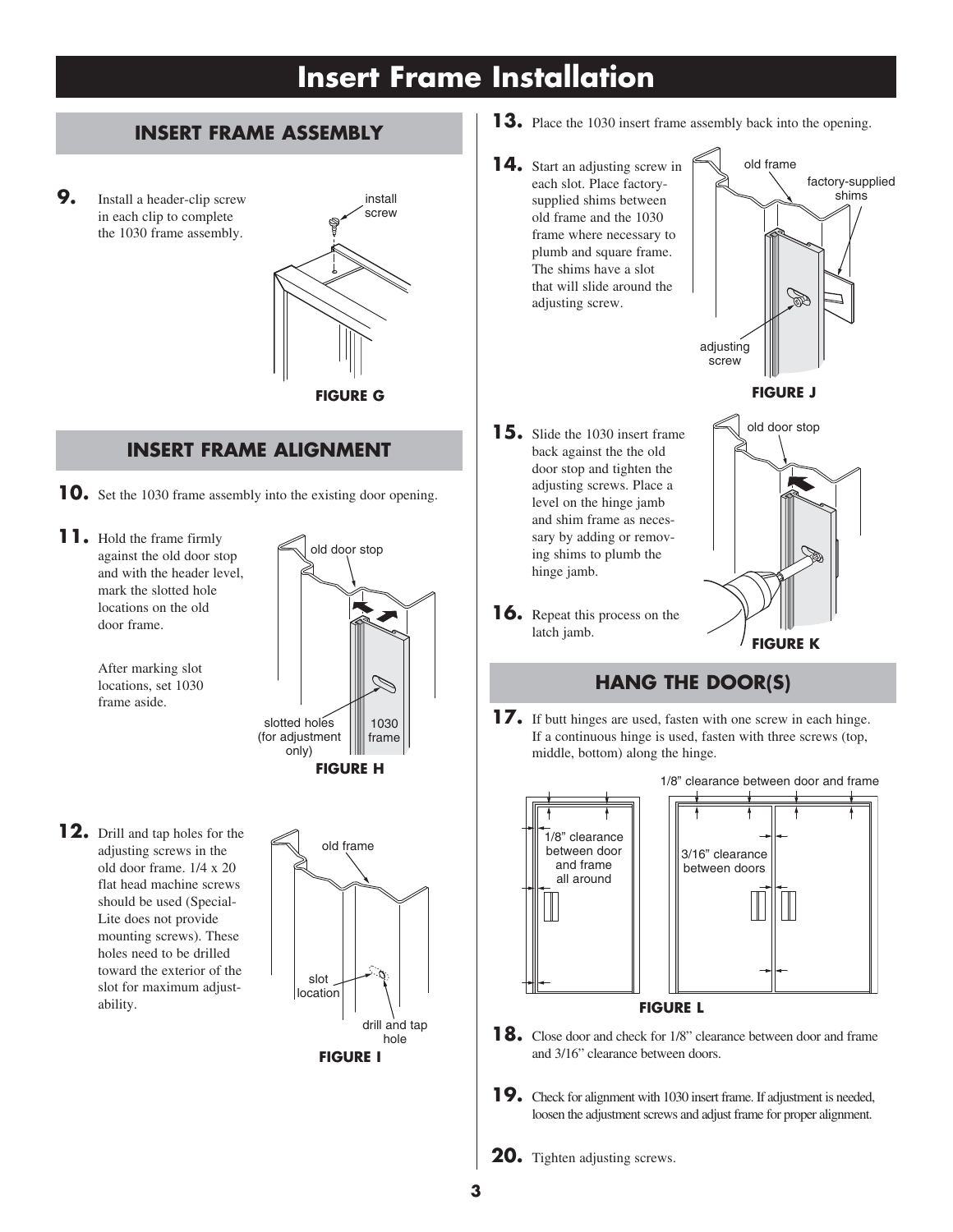# Insert Frame Installation

## INSERT FRAME ASSEMBLY

**9.** Install a header-clip screw in each clip to complete the 1030 frame assembly.

install screw

**FIGURE G**

## INSERT FRAME ALIGNMENT

**10.** Set the 1030 frame assembly into the existing door opening.

**11.** Hold the frame firmly against the old door stop and with the header level, mark the slotted hole locations on the old door frame.

After marking slot locations, set 1030 frame aside.

old door stop

slotted holes (for adjustment only)

1030 frame

**FIGURE H**

**12.** Drill and tap holes for the adjusting screws in the old door frame. 1/4 x 20 flat head machine screws should be used (Special-Lite does not provide mounting screws). These holes need to be drilled toward the exterior of the slot for maximum adjustability.

old frame

slot location

drill and tap hole

**FIGURE I**

**13.** Place the 1030 insert frame assembly back into the opening.

**14.** Start an adjusting screw in each slot. Place factory-supplied shims between old frame and the 1030 frame where necessary to plumb and square frame. The shims have a slot that will slide around the adjusting screw.

old frame

factory-supplied shims

adjusting screw

**FIGURE J**

**15.** Slide the 1030 insert frame back against the the old door stop and tighten the adjusting screws. Place a level on the hinge jamb and shim frame as necessary by adding or removing shims to plumb the hinge jamb.

**16.** Repeat this process on the latch jamb.

old door stop

**FIGURE K**

## HANG THE DOOR(S)

**17.** If butt hinges are used, fasten with one screw in each hinge. If a continuous hinge is used, fasten with three screws (top, middle, bottom) along the hinge.

1/8" clearance between door and frame all around

1/8" clearance between door and frame

3/16" clearance between doors

**FIGURE L**

**18.** Close door and check for 1/8" clearance between door and frame and 3/16" clearance between doors.

**19.** Check for alignment with 1030 insert frame. If adjustment is needed, loosen the adjustment screws and adjust frame for proper alignment.

**20.** Tighten adjusting screws.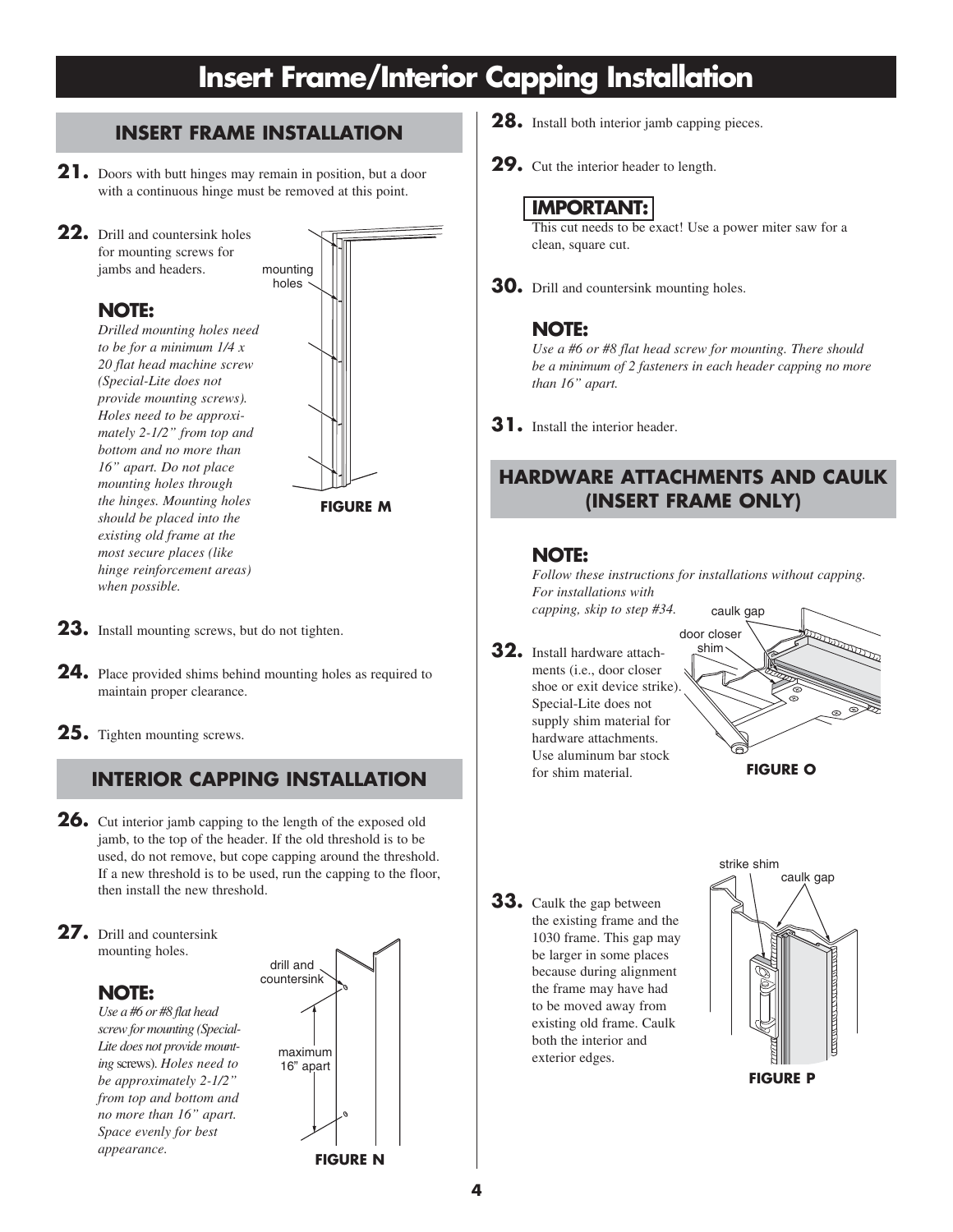# Insert Frame/Interior Capping Installation

## INSERT FRAME INSTALLATION

**21.** Doors with butt hinges may remain in position, but a door with a continuous hinge must be removed at this point.

**22.** Drill and countersink holes for mounting screws for jambs and headers.

### NOTE:

*Drilled mounting holes need to be for a minimum 1/4 x 20 flat head machine screw (Special-Lite does not provide mounting screws). Holes need to be approximately 2-1/2" from top and bottom and no more than 16" apart. Do not place mounting holes through the hinges. Mounting holes should be placed into the existing old frame at the most secure places (like hinge reinforcement areas) when possible.*

mounting holes

**FIGURE M**

**23.** Install mounting screws, but do not tighten.

**24.** Place provided shims behind mounting holes as required to maintain proper clearance.

**25.** Tighten mounting screws.

## INTERIOR CAPPING INSTALLATION

**26.** Cut interior jamb capping to the length of the exposed old jamb, to the top of the header. If the old threshold is to be used, do not remove, but cope capping around the threshold. If a new threshold is to be used, run the capping to the floor, then install the new threshold.

**27.** Drill and countersink mounting holes.

### NOTE:

*Use a #6 or #8 flat head screw for mounting (Special-Lite does not provide mounting screws). Holes need to be approximately 2-1/2" from top and bottom and no more than 16" apart. Space evenly for best appearance.*

drill and countersink

maximum 16" apart

**FIGURE N**

**28.** Install both interior jamb capping pieces.

**29.** Cut the interior header to length.

### IMPORTANT:

This cut needs to be exact! Use a power miter saw for a clean, square cut.

**30.** Drill and countersink mounting holes.

### NOTE:

*Use a #6 or #8 flat head screw for mounting. There should be a minimum of 2 fasteners in each header capping no more than 16" apart.*

**31.** Install the interior header.

## HARDWARE ATTACHMENTS AND CAULK (INSERT FRAME ONLY)

### NOTE:

*Follow these instructions for installations without capping. For installations with capping, skip to step #34.*

**32.** Install hardware attachments (i.e., door closer shoe or exit device strike). Special-Lite does not supply shim material for hardware attachments. Use aluminum bar stock for shim material.

caulk gap

door closer shim

**FIGURE O**

**33.** Caulk the gap between the existing frame and the 1030 frame. This gap may be larger in some places because during alignment the frame may have had to be moved away from existing old frame. Caulk both the interior and exterior edges.

strike shim

caulk gap

**FIGURE P**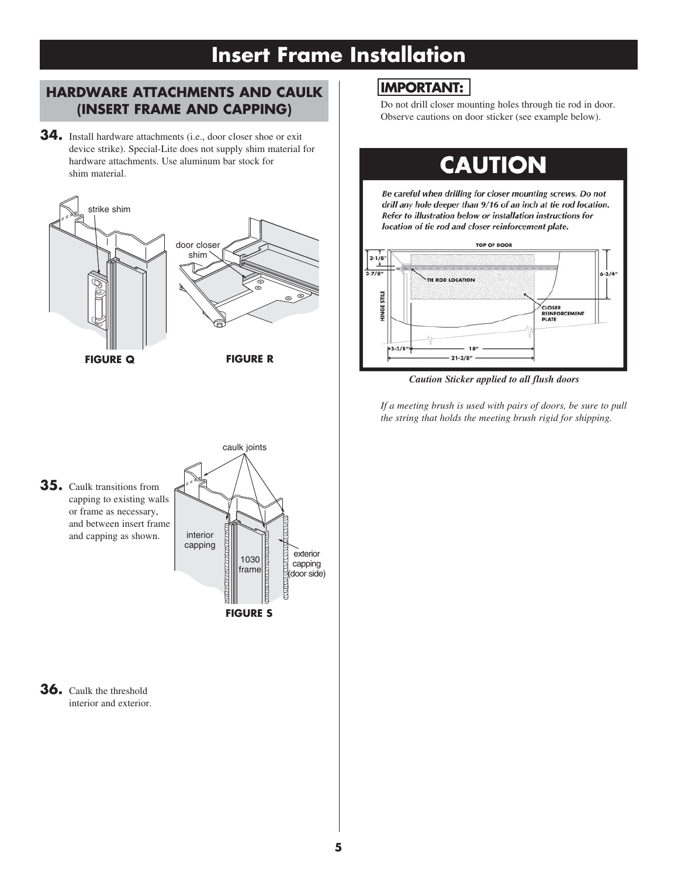# Insert Frame Installation

## HARDWARE ATTACHMENTS AND CAULK (INSERT FRAME AND CAPPING)

**34.** Install hardware attachments (i.e., door closer shoe or exit device strike). Special-Lite does not supply shim material for hardware attachments. Use aluminum bar stock for shim material.

strike shim

door closer shim

**FIGURE Q**

**FIGURE R**

**35.** Caulk transitions from capping to existing walls or frame as necessary, and between insert frame and capping as shown.

caulk joints

interior capping

1030 frame

exterior capping (door side)

**FIGURE S**

**36.** Caulk the threshold interior and exterior.

**IMPORTANT:**

Do not drill closer mounting holes through tie rod in door. Observe cautions on door sticker (see example below).

# CAUTION

***Be careful when drilling for closer mounting screws. Do not drill any hole deeper than 9/16 of an inch at tie rod location. Refer to illustration below or installation instructions for location of tie rod and closer reinforcement plate.***

TOP OF DOOR

2-1/8"

2-7/8"

TIE ROD LOCATION

6-3/4"

HINGE STILE

CLOSER REINFORCEMENT PLATE

3-3/8"

18"

21-3/8"

***Caution Sticker applied to all flush doors***

*If a meeting brush is used with pairs of doors, be sure to pull the string that holds the meeting brush rigid for shipping.*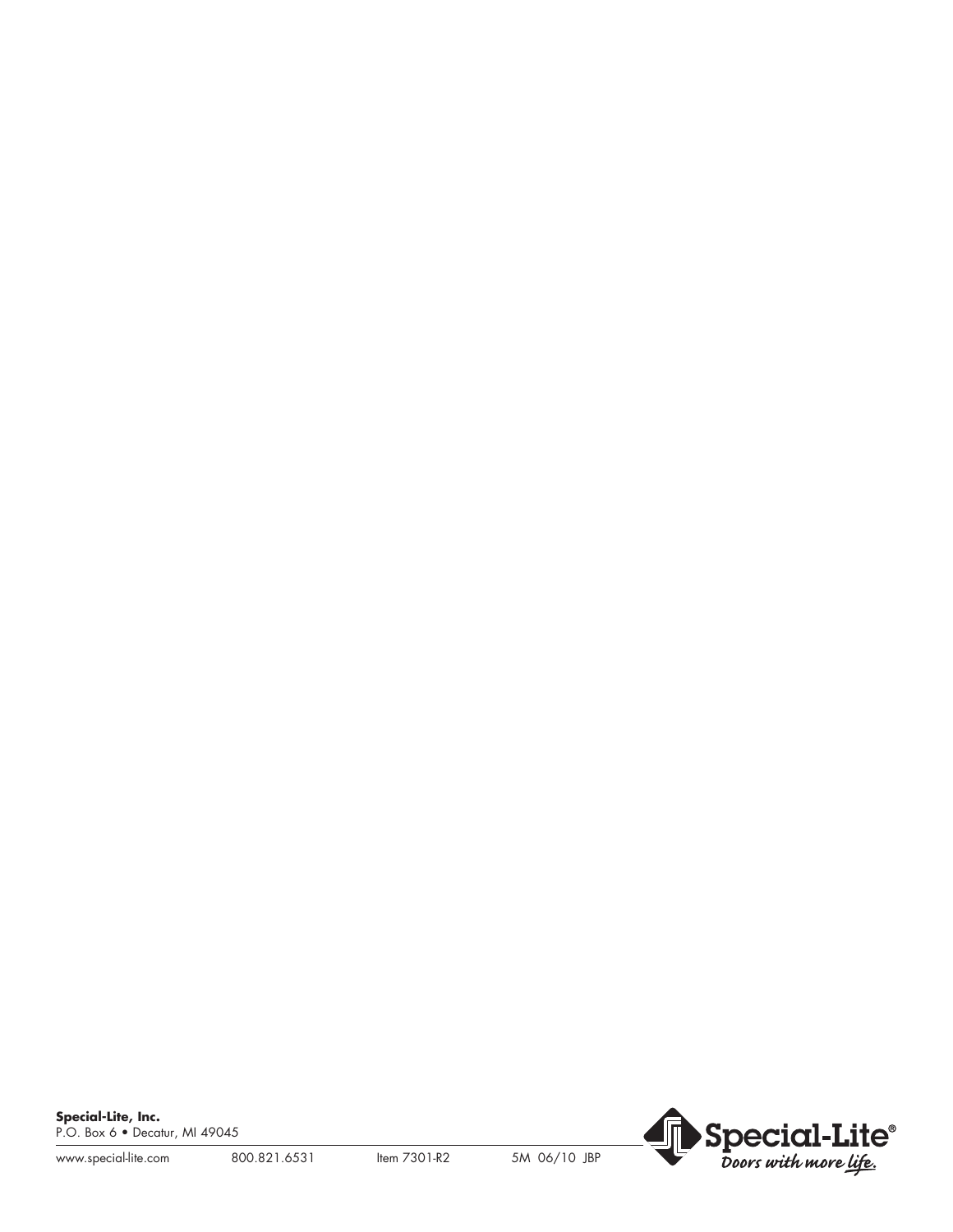**Special-Lite, Inc.**
P.O. Box 6 • Decatur, MI 49045

www.special-lite.com 800.821.6531 Item 7301-R2 5M 06/10 JBP

Special-Lite®
*Doors with more life.*